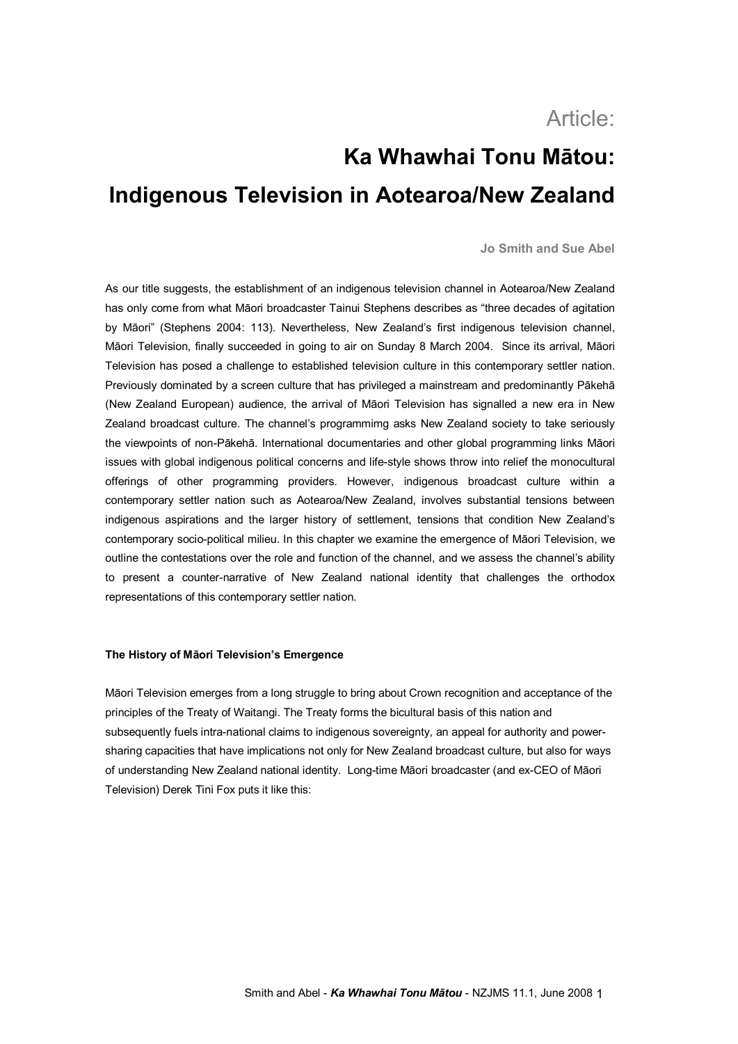Article:

# Ka Whawhai Tonu Mātou: Indigenous Television in Aotearoa/New Zealand

**Jo Smith and Sue Abel**

As our title suggests, the establishment of an indigenous television channel in Aotearoa/New Zealand has only come from what Māori broadcaster Tainui Stephens describes as "three decades of agitation by Māori" (Stephens 2004: 113). Nevertheless, New Zealand's first indigenous television channel, Māori Television, finally succeeded in going to air on Sunday 8 March 2004. Since its arrival, Māori Television has posed a challenge to established television culture in this contemporary settler nation. Previously dominated by a screen culture that has privileged a mainstream and predominantly Pākehā (New Zealand European) audience, the arrival of Māori Television has signalled a new era in New Zealand broadcast culture. The channel's programmimg asks New Zealand society to take seriously the viewpoints of non-Pākehā. International documentaries and other global programming links Māori issues with global indigenous political concerns and life-style shows throw into relief the monocultural offerings of other programming providers. However, indigenous broadcast culture within a contemporary settler nation such as Aotearoa/New Zealand, involves substantial tensions between indigenous aspirations and the larger history of settlement, tensions that condition New Zealand's contemporary socio-political milieu. In this chapter we examine the emergence of Māori Television, we outline the contestations over the role and function of the channel, and we assess the channel's ability to present a counter-narrative of New Zealand national identity that challenges the orthodox representations of this contemporary settler nation.

### The History of Māori Television's Emergence

Māori Television emerges from a long struggle to bring about Crown recognition and acceptance of the principles of the Treaty of Waitangi. The Treaty forms the bicultural basis of this nation and subsequently fuels intra-national claims to indigenous sovereignty, an appeal for authority and power-sharing capacities that have implications not only for New Zealand broadcast culture, but also for ways of understanding New Zealand national identity. Long-time Māori broadcaster (and ex-CEO of Māori Television) Derek Tini Fox puts it like this: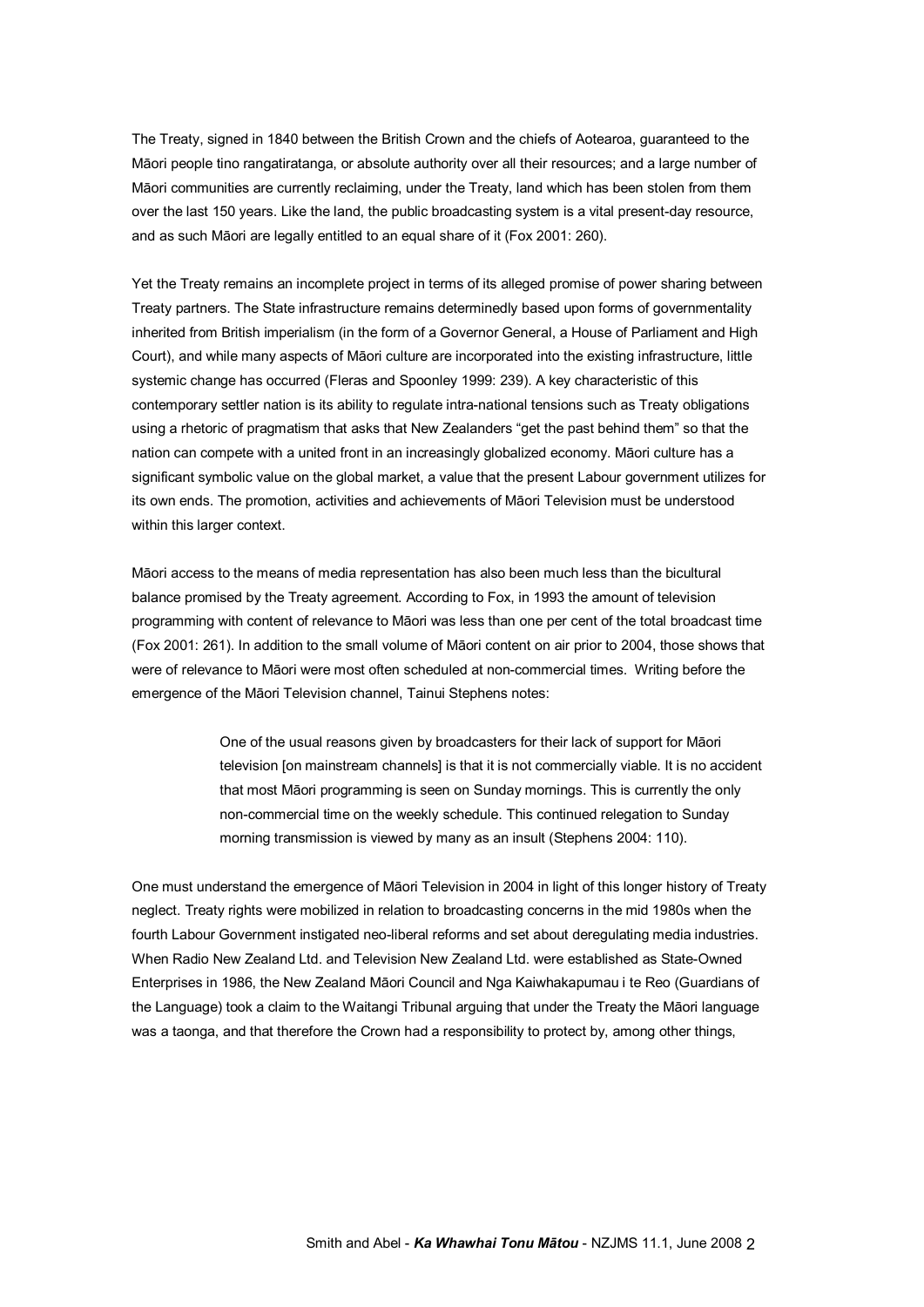The Treaty, signed in 1840 between the British Crown and the chiefs of Aotearoa, guaranteed to the Māori people tino rangatiratanga, or absolute authority over all their resources; and a large number of Māori communities are currently reclaiming, under the Treaty, land which has been stolen from them over the last 150 years. Like the land, the public broadcasting system is a vital present-day resource, and as such Māori are legally entitled to an equal share of it (Fox 2001: 260).

Yet the Treaty remains an incomplete project in terms of its alleged promise of power sharing between Treaty partners. The State infrastructure remains determinedly based upon forms of governmentality inherited from British imperialism (in the form of a Governor General, a House of Parliament and High Court), and while many aspects of Māori culture are incorporated into the existing infrastructure, little systemic change has occurred (Fleras and Spoonley 1999: 239). A key characteristic of this contemporary settler nation is its ability to regulate intra-national tensions such as Treaty obligations using a rhetoric of pragmatism that asks that New Zealanders "get the past behind them" so that the nation can compete with a united front in an increasingly globalized economy. Māori culture has a significant symbolic value on the global market, a value that the present Labour government utilizes for its own ends. The promotion, activities and achievements of Māori Television must be understood within this larger context.

Māori access to the means of media representation has also been much less than the bicultural balance promised by the Treaty agreement. According to Fox, in 1993 the amount of television programming with content of relevance to Māori was less than one per cent of the total broadcast time (Fox 2001: 261). In addition to the small volume of Māori content on air prior to 2004, those shows that were of relevance to Māori were most often scheduled at non-commercial times. Writing before the emergence of the Māori Television channel, Tainui Stephens notes:

> One of the usual reasons given by broadcasters for their lack of support for Māori television [on mainstream channels] is that it is not commercially viable. It is no accident that most Māori programming is seen on Sunday mornings. This is currently the only non-commercial time on the weekly schedule. This continued relegation to Sunday morning transmission is viewed by many as an insult (Stephens 2004: 110).

One must understand the emergence of Māori Television in 2004 in light of this longer history of Treaty neglect. Treaty rights were mobilized in relation to broadcasting concerns in the mid 1980s when the fourth Labour Government instigated neo-liberal reforms and set about deregulating media industries. When Radio New Zealand Ltd. and Television New Zealand Ltd. were established as State-Owned Enterprises in 1986, the New Zealand Māori Council and Nga Kaiwhakapumau i te Reo (Guardians of the Language) took a claim to the Waitangi Tribunal arguing that under the Treaty the Māori language was a taonga, and that therefore the Crown had a responsibility to protect by, among other things,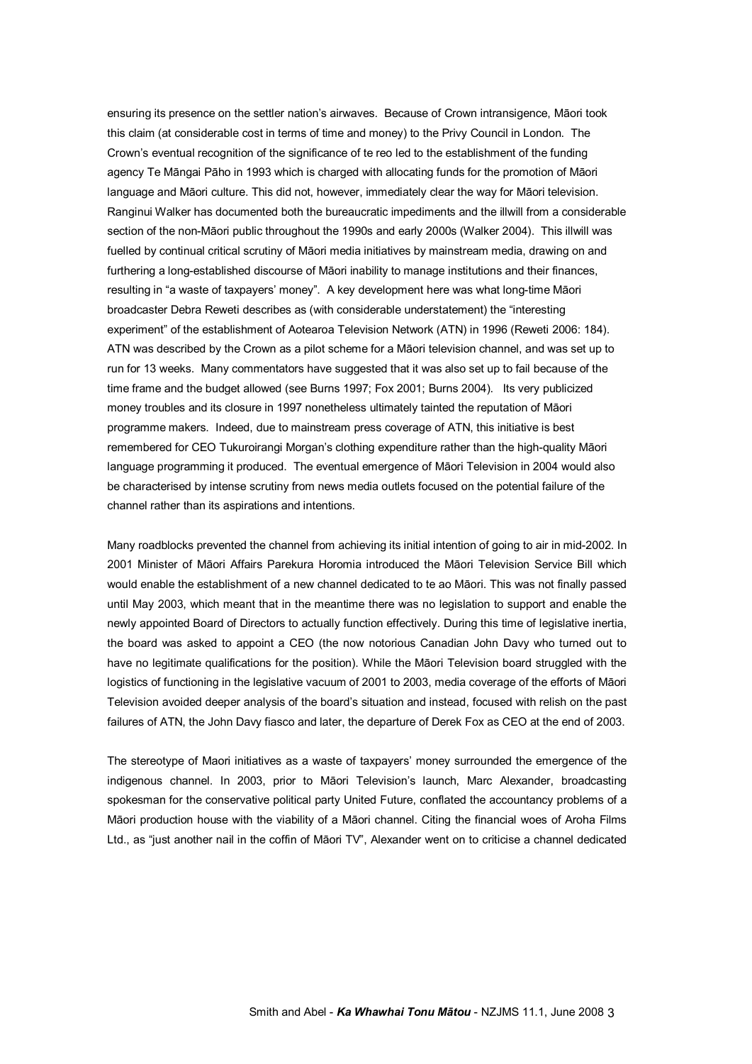ensuring its presence on the settler nation's airwaves. Because of Crown intransigence, Māori took this claim (at considerable cost in terms of time and money) to the Privy Council in London. The Crown's eventual recognition of the significance of te reo led to the establishment of the funding agency Te Māngai Pāho in 1993 which is charged with allocating funds for the promotion of Māori language and Māori culture. This did not, however, immediately clear the way for Māori television. Ranginui Walker has documented both the bureaucratic impediments and the illwill from a considerable section of the non-Māori public throughout the 1990s and early 2000s (Walker 2004). This illwill was fuelled by continual critical scrutiny of Māori media initiatives by mainstream media, drawing on and furthering a long-established discourse of Māori inability to manage institutions and their finances, resulting in "a waste of taxpayers' money". A key development here was what long-time Māori broadcaster Debra Reweti describes as (with considerable understatement) the "interesting experiment" of the establishment of Aotearoa Television Network (ATN) in 1996 (Reweti 2006: 184). ATN was described by the Crown as a pilot scheme for a Māori television channel, and was set up to run for 13 weeks. Many commentators have suggested that it was also set up to fail because of the time frame and the budget allowed (see Burns 1997; Fox 2001; Burns 2004). Its very publicized money troubles and its closure in 1997 nonetheless ultimately tainted the reputation of Māori programme makers. Indeed, due to mainstream press coverage of ATN, this initiative is best remembered for CEO Tukuroirangi Morgan's clothing expenditure rather than the high-quality Māori language programming it produced. The eventual emergence of Māori Television in 2004 would also be characterised by intense scrutiny from news media outlets focused on the potential failure of the channel rather than its aspirations and intentions.

Many roadblocks prevented the channel from achieving its initial intention of going to air in mid-2002. In 2001 Minister of Māori Affairs Parekura Horomia introduced the Māori Television Service Bill which would enable the establishment of a new channel dedicated to te ao Māori. This was not finally passed until May 2003, which meant that in the meantime there was no legislation to support and enable the newly appointed Board of Directors to actually function effectively. During this time of legislative inertia, the board was asked to appoint a CEO (the now notorious Canadian John Davy who turned out to have no legitimate qualifications for the position). While the Māori Television board struggled with the logistics of functioning in the legislative vacuum of 2001 to 2003, media coverage of the efforts of Māori Television avoided deeper analysis of the board's situation and instead, focused with relish on the past failures of ATN, the John Davy fiasco and later, the departure of Derek Fox as CEO at the end of 2003.

The stereotype of Maori initiatives as a waste of taxpayers' money surrounded the emergence of the indigenous channel. In 2003, prior to Māori Television's launch, Marc Alexander, broadcasting spokesman for the conservative political party United Future, conflated the accountancy problems of a Māori production house with the viability of a Māori channel. Citing the financial woes of Aroha Films Ltd., as "just another nail in the coffin of Māori TV", Alexander went on to criticise a channel dedicated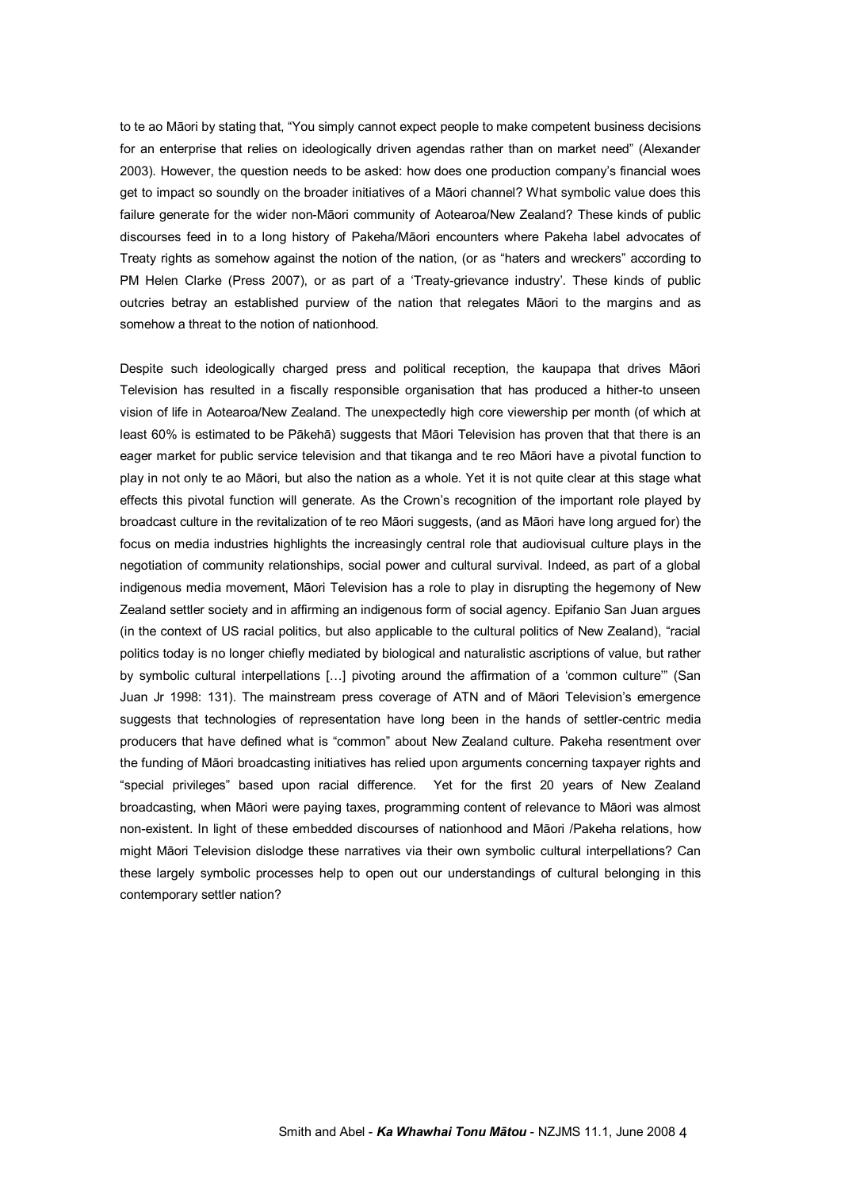to te ao Māori by stating that, "You simply cannot expect people to make competent business decisions for an enterprise that relies on ideologically driven agendas rather than on market need" (Alexander 2003). However, the question needs to be asked: how does one production company's financial woes get to impact so soundly on the broader initiatives of a Māori channel? What symbolic value does this failure generate for the wider non-Māori community of Aotearoa/New Zealand? These kinds of public discourses feed in to a long history of Pakeha/Māori encounters where Pakeha label advocates of Treaty rights as somehow against the notion of the nation, (or as "haters and wreckers" according to PM Helen Clarke (Press 2007), or as part of a 'Treaty-grievance industry'. These kinds of public outcries betray an established purview of the nation that relegates Māori to the margins and as somehow a threat to the notion of nationhood.

Despite such ideologically charged press and political reception, the kaupapa that drives Māori Television has resulted in a fiscally responsible organisation that has produced a hither-to unseen vision of life in Aotearoa/New Zealand. The unexpectedly high core viewership per month (of which at least 60% is estimated to be Pākehā) suggests that Māori Television has proven that that there is an eager market for public service television and that tikanga and te reo Māori have a pivotal function to play in not only te ao Māori, but also the nation as a whole. Yet it is not quite clear at this stage what effects this pivotal function will generate. As the Crown's recognition of the important role played by broadcast culture in the revitalization of te reo Māori suggests, (and as Māori have long argued for) the focus on media industries highlights the increasingly central role that audiovisual culture plays in the negotiation of community relationships, social power and cultural survival. Indeed, as part of a global indigenous media movement, Māori Television has a role to play in disrupting the hegemony of New Zealand settler society and in affirming an indigenous form of social agency. Epifanio San Juan argues (in the context of US racial politics, but also applicable to the cultural politics of New Zealand), "racial politics today is no longer chiefly mediated by biological and naturalistic ascriptions of value, but rather by symbolic cultural interpellations […] pivoting around the affirmation of a 'common culture'" (San Juan Jr 1998: 131). The mainstream press coverage of ATN and of Māori Television's emergence suggests that technologies of representation have long been in the hands of settler-centric media producers that have defined what is "common" about New Zealand culture. Pakeha resentment over the funding of Māori broadcasting initiatives has relied upon arguments concerning taxpayer rights and "special privileges" based upon racial difference. Yet for the first 20 years of New Zealand broadcasting, when Māori were paying taxes, programming content of relevance to Māori was almost non-existent. In light of these embedded discourses of nationhood and Māori /Pakeha relations, how might Māori Television dislodge these narratives via their own symbolic cultural interpellations? Can these largely symbolic processes help to open out our understandings of cultural belonging in this contemporary settler nation?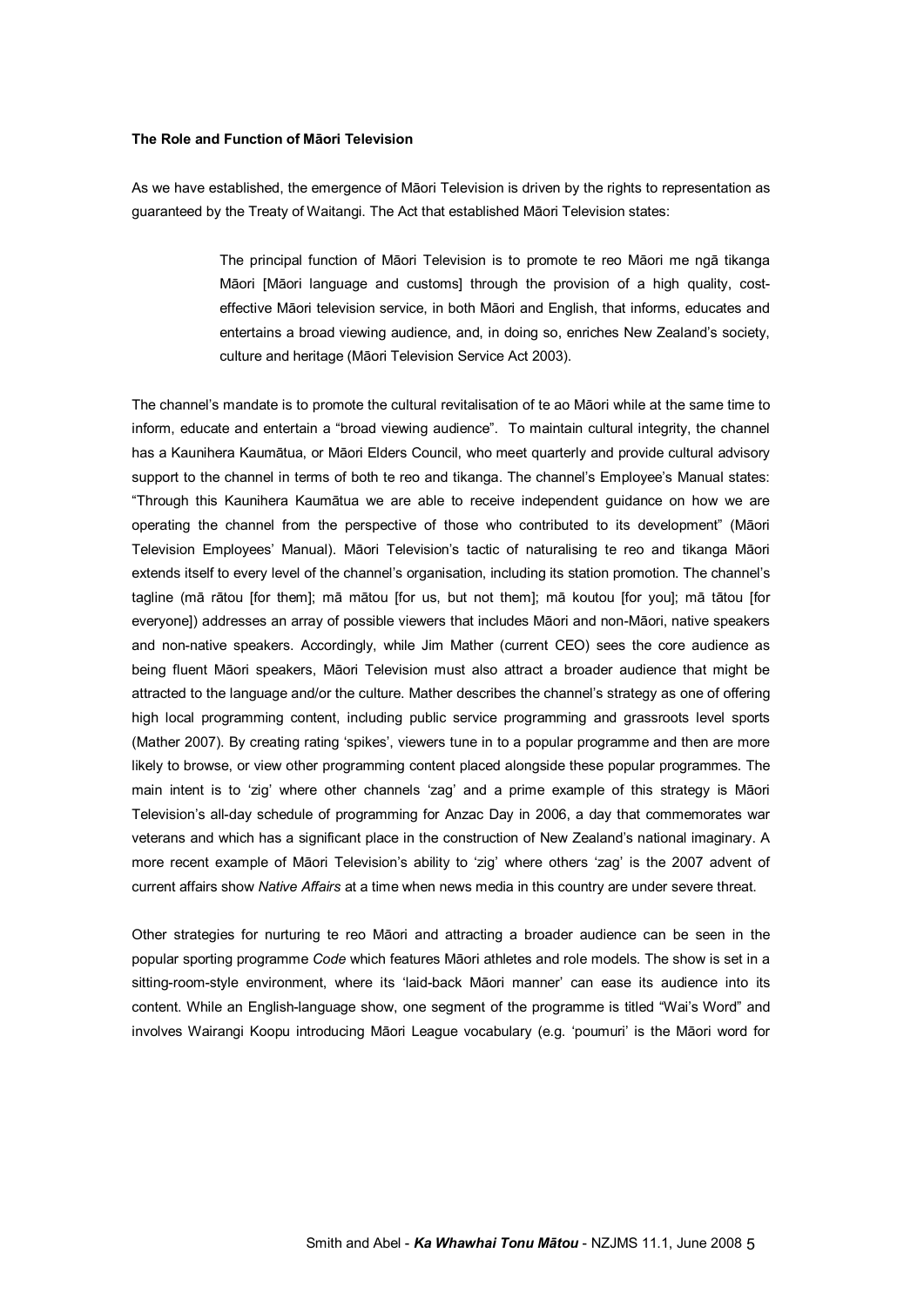**The Role and Function of Māori Television**

As we have established, the emergence of Māori Television is driven by the rights to representation as guaranteed by the Treaty of Waitangi. The Act that established Māori Television states:

> The principal function of Māori Television is to promote te reo Māori me ngā tikanga Māori [Māori language and customs] through the provision of a high quality, cost-effective Māori television service, in both Māori and English, that informs, educates and entertains a broad viewing audience, and, in doing so, enriches New Zealand's society, culture and heritage (Māori Television Service Act 2003).

The channel's mandate is to promote the cultural revitalisation of te ao Māori while at the same time to inform, educate and entertain a "broad viewing audience". To maintain cultural integrity, the channel has a Kaunihera Kaumātua, or Māori Elders Council, who meet quarterly and provide cultural advisory support to the channel in terms of both te reo and tikanga. The channel's Employee's Manual states: "Through this Kaunihera Kaumātua we are able to receive independent guidance on how we are operating the channel from the perspective of those who contributed to its development" (Māori Television Employees' Manual). Māori Television's tactic of naturalising te reo and tikanga Māori extends itself to every level of the channel's organisation, including its station promotion. The channel's tagline (mā rātou [for them]; mā mātou [for us, but not them]; mā koutou [for you]; mā tātou [for everyone]) addresses an array of possible viewers that includes Māori and non-Māori, native speakers and non-native speakers. Accordingly, while Jim Mather (current CEO) sees the core audience as being fluent Māori speakers, Māori Television must also attract a broader audience that might be attracted to the language and/or the culture. Mather describes the channel's strategy as one of offering high local programming content, including public service programming and grassroots level sports (Mather 2007). By creating rating 'spikes', viewers tune in to a popular programme and then are more likely to browse, or view other programming content placed alongside these popular programmes. The main intent is to 'zig' where other channels 'zag' and a prime example of this strategy is Māori Television's all-day schedule of programming for Anzac Day in 2006, a day that commemorates war veterans and which has a significant place in the construction of New Zealand's national imaginary. A more recent example of Māori Television's ability to 'zig' where others 'zag' is the 2007 advent of current affairs show *Native Affairs* at a time when news media in this country are under severe threat.

Other strategies for nurturing te reo Māori and attracting a broader audience can be seen in the popular sporting programme *Code* which features Māori athletes and role models. The show is set in a sitting-room-style environment, where its 'laid-back Māori manner' can ease its audience into its content. While an English-language show, one segment of the programme is titled "Wai's Word" and involves Wairangi Koopu introducing Māori League vocabulary (e.g. 'poumuri' is the Māori word for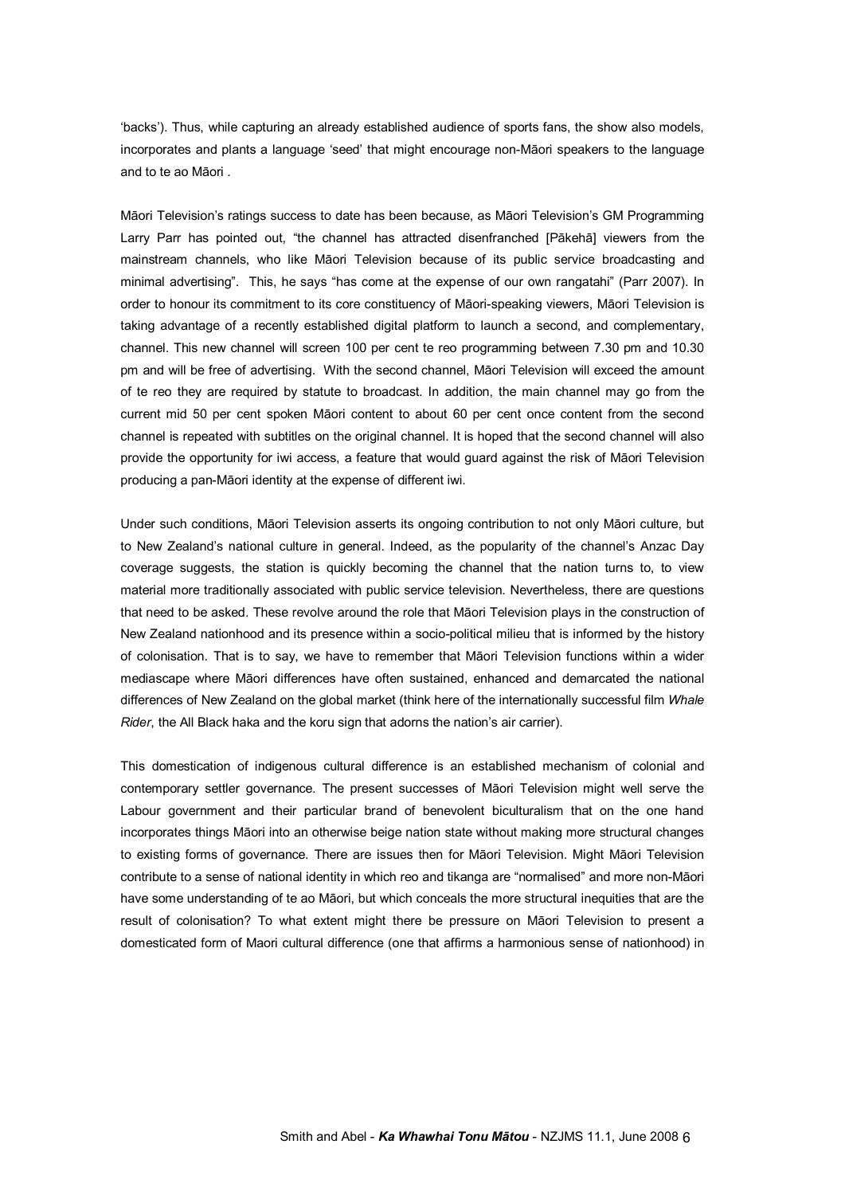'backs'). Thus, while capturing an already established audience of sports fans, the show also models, incorporates and plants a language 'seed' that might encourage non-Māori speakers to the language and to te ao Māori .

Māori Television's ratings success to date has been because, as Māori Television's GM Programming Larry Parr has pointed out, "the channel has attracted disenfranched [Pākehā] viewers from the mainstream channels, who like Māori Television because of its public service broadcasting and minimal advertising". This, he says "has come at the expense of our own rangatahi" (Parr 2007). In order to honour its commitment to its core constituency of Māori-speaking viewers, Māori Television is taking advantage of a recently established digital platform to launch a second, and complementary, channel. This new channel will screen 100 per cent te reo programming between 7.30 pm and 10.30 pm and will be free of advertising. With the second channel, Māori Television will exceed the amount of te reo they are required by statute to broadcast. In addition, the main channel may go from the current mid 50 per cent spoken Māori content to about 60 per cent once content from the second channel is repeated with subtitles on the original channel. It is hoped that the second channel will also provide the opportunity for iwi access, a feature that would guard against the risk of Māori Television producing a pan-Māori identity at the expense of different iwi.

Under such conditions, Māori Television asserts its ongoing contribution to not only Māori culture, but to New Zealand's national culture in general. Indeed, as the popularity of the channel's Anzac Day coverage suggests, the station is quickly becoming the channel that the nation turns to, to view material more traditionally associated with public service television. Nevertheless, there are questions that need to be asked. These revolve around the role that Māori Television plays in the construction of New Zealand nationhood and its presence within a socio-political milieu that is informed by the history of colonisation. That is to say, we have to remember that Māori Television functions within a wider mediascape where Māori differences have often sustained, enhanced and demarcated the national differences of New Zealand on the global market (think here of the internationally successful film *Whale Rider*, the All Black haka and the koru sign that adorns the nation's air carrier).

This domestication of indigenous cultural difference is an established mechanism of colonial and contemporary settler governance. The present successes of Māori Television might well serve the Labour government and their particular brand of benevolent biculturalism that on the one hand incorporates things Māori into an otherwise beige nation state without making more structural changes to existing forms of governance. There are issues then for Māori Television. Might Māori Television contribute to a sense of national identity in which reo and tikanga are "normalised" and more non-Māori have some understanding of te ao Māori, but which conceals the more structural inequities that are the result of colonisation? To what extent might there be pressure on Māori Television to present a domesticated form of Maori cultural difference (one that affirms a harmonious sense of nationhood) in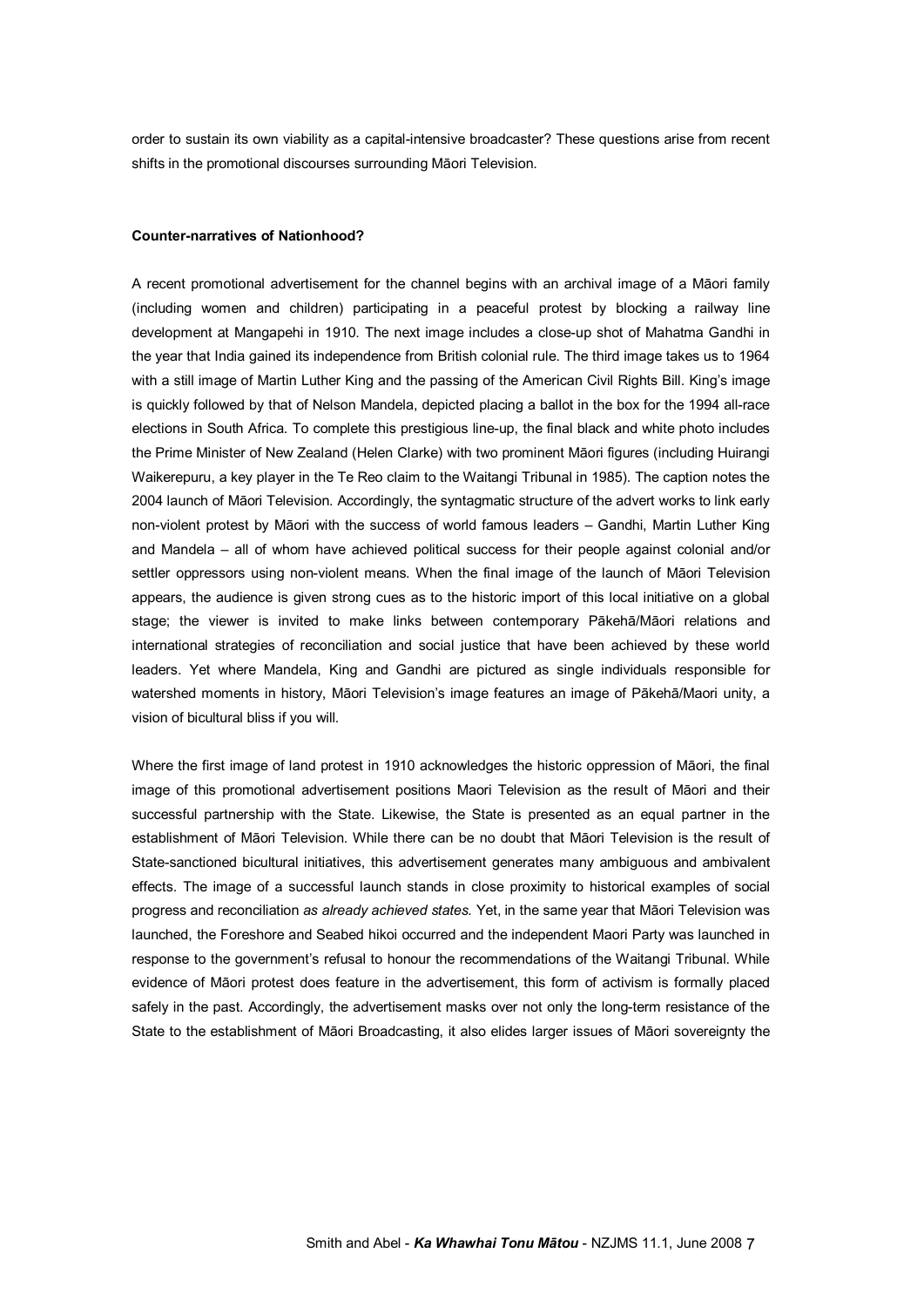order to sustain its own viability as a capital-intensive broadcaster? These questions arise from recent shifts in the promotional discourses surrounding Māori Television.

**Counter-narratives of Nationhood?**

A recent promotional advertisement for the channel begins with an archival image of a Māori family (including women and children) participating in a peaceful protest by blocking a railway line development at Mangapehi in 1910. The next image includes a close-up shot of Mahatma Gandhi in the year that India gained its independence from British colonial rule. The third image takes us to 1964 with a still image of Martin Luther King and the passing of the American Civil Rights Bill. King's image is quickly followed by that of Nelson Mandela, depicted placing a ballot in the box for the 1994 all-race elections in South Africa. To complete this prestigious line-up, the final black and white photo includes the Prime Minister of New Zealand (Helen Clarke) with two prominent Māori figures (including Huirangi Waikerepuru, a key player in the Te Reo claim to the Waitangi Tribunal in 1985). The caption notes the 2004 launch of Māori Television. Accordingly, the syntagmatic structure of the advert works to link early non-violent protest by Māori with the success of world famous leaders – Gandhi, Martin Luther King and Mandela – all of whom have achieved political success for their people against colonial and/or settler oppressors using non-violent means. When the final image of the launch of Māori Television appears, the audience is given strong cues as to the historic import of this local initiative on a global stage; the viewer is invited to make links between contemporary Pākehā/Māori relations and international strategies of reconciliation and social justice that have been achieved by these world leaders. Yet where Mandela, King and Gandhi are pictured as single individuals responsible for watershed moments in history, Māori Television's image features an image of Pākehā/Maori unity, a vision of bicultural bliss if you will.

Where the first image of land protest in 1910 acknowledges the historic oppression of Māori, the final image of this promotional advertisement positions Maori Television as the result of Māori and their successful partnership with the State. Likewise, the State is presented as an equal partner in the establishment of Māori Television. While there can be no doubt that Māori Television is the result of State-sanctioned bicultural initiatives, this advertisement generates many ambiguous and ambivalent effects. The image of a successful launch stands in close proximity to historical examples of social progress and reconciliation *as already achieved states.* Yet, in the same year that Māori Television was launched, the Foreshore and Seabed hikoi occurred and the independent Maori Party was launched in response to the government's refusal to honour the recommendations of the Waitangi Tribunal. While evidence of Māori protest does feature in the advertisement, this form of activism is formally placed safely in the past. Accordingly, the advertisement masks over not only the long-term resistance of the State to the establishment of Māori Broadcasting, it also elides larger issues of Māori sovereignty the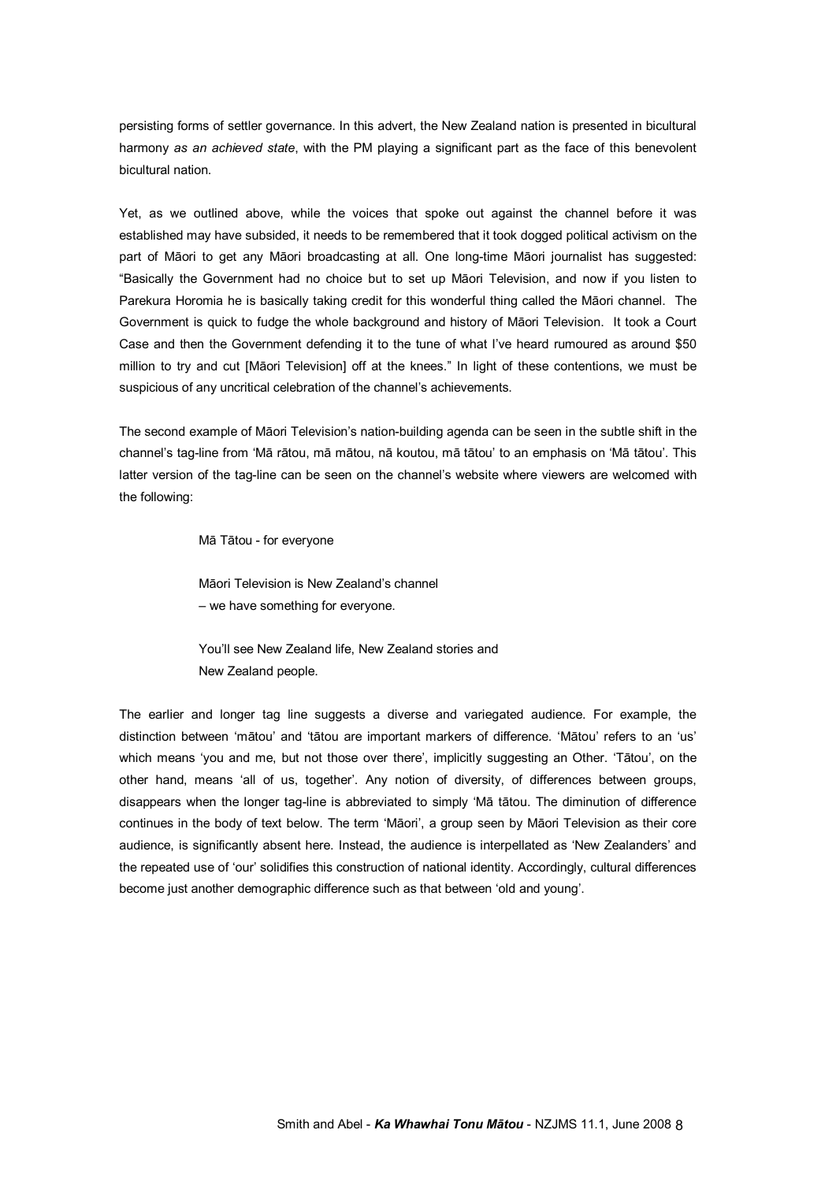persisting forms of settler governance. In this advert, the New Zealand nation is presented in bicultural harmony *as an achieved state*, with the PM playing a significant part as the face of this benevolent bicultural nation.

Yet, as we outlined above, while the voices that spoke out against the channel before it was established may have subsided, it needs to be remembered that it took dogged political activism on the part of Māori to get any Māori broadcasting at all. One long-time Māori journalist has suggested: "Basically the Government had no choice but to set up Māori Television, and now if you listen to Parekura Horomia he is basically taking credit for this wonderful thing called the Māori channel. The Government is quick to fudge the whole background and history of Māori Television. It took a Court Case and then the Government defending it to the tune of what I've heard rumoured as around $50 million to try and cut [Māori Television] off at the knees." In light of these contentions, we must be suspicious of any uncritical celebration of the channel's achievements.

The second example of Māori Television's nation-building agenda can be seen in the subtle shift in the channel's tag-line from 'Mā rātou, mā mātou, nā koutou, mā tātou' to an emphasis on 'Mā tātou'. This latter version of the tag-line can be seen on the channel's website where viewers are welcomed with the following:

> Mā Tātou - for everyone
>
> Māori Television is New Zealand's channel
> – we have something for everyone.
>
> You'll see New Zealand life, New Zealand stories and
> New Zealand people.

The earlier and longer tag line suggests a diverse and variegated audience. For example, the distinction between 'mātou' and 'tātou are important markers of difference. 'Mātou' refers to an 'us' which means 'you and me, but not those over there', implicitly suggesting an Other. 'Tātou', on the other hand, means 'all of us, together'. Any notion of diversity, of differences between groups, disappears when the longer tag-line is abbreviated to simply 'Mā tātou. The diminution of difference continues in the body of text below. The term 'Māori', a group seen by Māori Television as their core audience, is significantly absent here. Instead, the audience is interpellated as 'New Zealanders' and the repeated use of 'our' solidifies this construction of national identity. Accordingly, cultural differences become just another demographic difference such as that between 'old and young'.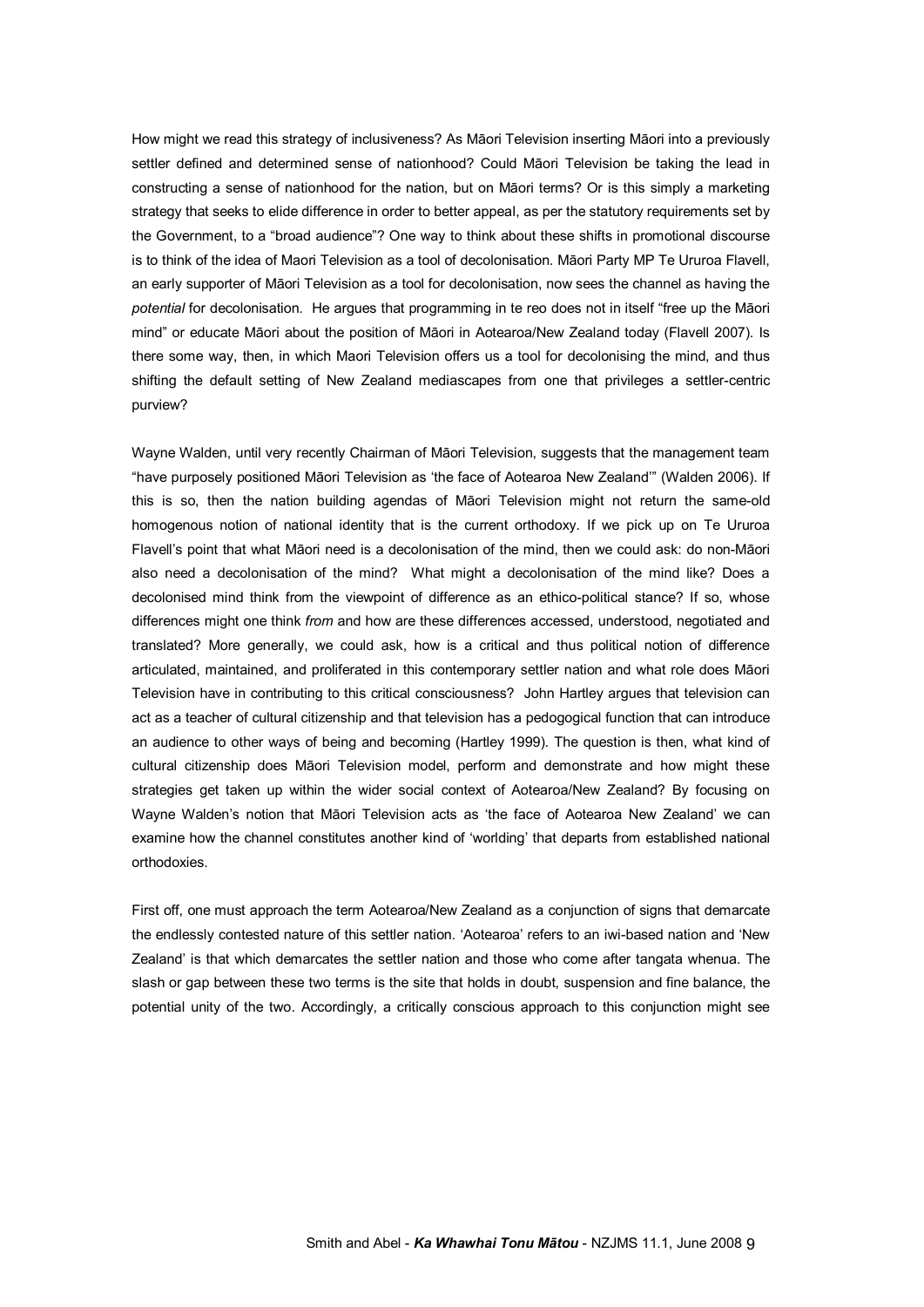How might we read this strategy of inclusiveness? As Māori Television inserting Māori into a previously settler defined and determined sense of nationhood? Could Māori Television be taking the lead in constructing a sense of nationhood for the nation, but on Māori terms? Or is this simply a marketing strategy that seeks to elide difference in order to better appeal, as per the statutory requirements set by the Government, to a "broad audience"? One way to think about these shifts in promotional discourse is to think of the idea of Maori Television as a tool of decolonisation. Māori Party MP Te Ururoa Flavell, an early supporter of Māori Television as a tool for decolonisation, now sees the channel as having the *potential* for decolonisation. He argues that programming in te reo does not in itself "free up the Māori mind" or educate Māori about the position of Māori in Aotearoa/New Zealand today (Flavell 2007). Is there some way, then, in which Maori Television offers us a tool for decolonising the mind, and thus shifting the default setting of New Zealand mediascapes from one that privileges a settler-centric purview?

Wayne Walden, until very recently Chairman of Māori Television, suggests that the management team "have purposely positioned Māori Television as 'the face of Aotearoa New Zealand'" (Walden 2006). If this is so, then the nation building agendas of Māori Television might not return the same-old homogenous notion of national identity that is the current orthodoxy. If we pick up on Te Ururoa Flavell's point that what Māori need is a decolonisation of the mind, then we could ask: do non-Māori also need a decolonisation of the mind? What might a decolonisation of the mind like? Does a decolonised mind think from the viewpoint of difference as an ethico-political stance? If so, whose differences might one think *from* and how are these differences accessed, understood, negotiated and translated? More generally, we could ask, how is a critical and thus political notion of difference articulated, maintained, and proliferated in this contemporary settler nation and what role does Māori Television have in contributing to this critical consciousness? John Hartley argues that television can act as a teacher of cultural citizenship and that television has a pedogogical function that can introduce an audience to other ways of being and becoming (Hartley 1999). The question is then, what kind of cultural citizenship does Māori Television model, perform and demonstrate and how might these strategies get taken up within the wider social context of Aotearoa/New Zealand? By focusing on Wayne Walden's notion that Māori Television acts as 'the face of Aotearoa New Zealand' we can examine how the channel constitutes another kind of 'worlding' that departs from established national orthodoxies.

First off, one must approach the term Aotearoa/New Zealand as a conjunction of signs that demarcate the endlessly contested nature of this settler nation. 'Aotearoa' refers to an iwi-based nation and 'New Zealand' is that which demarcates the settler nation and those who come after tangata whenua. The slash or gap between these two terms is the site that holds in doubt, suspension and fine balance, the potential unity of the two. Accordingly, a critically conscious approach to this conjunction might see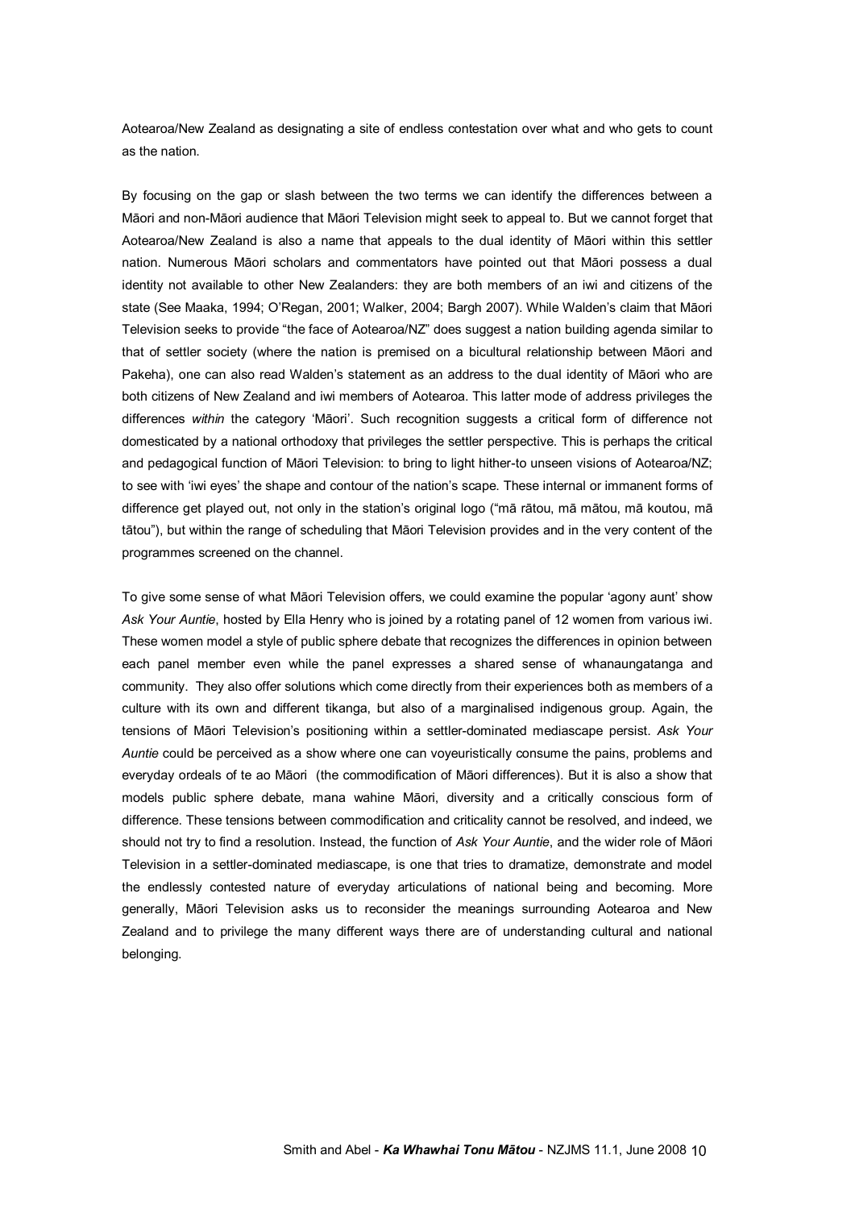Aotearoa/New Zealand as designating a site of endless contestation over what and who gets to count as the nation.

By focusing on the gap or slash between the two terms we can identify the differences between a Māori and non-Māori audience that Māori Television might seek to appeal to. But we cannot forget that Aotearoa/New Zealand is also a name that appeals to the dual identity of Māori within this settler nation. Numerous Māori scholars and commentators have pointed out that Māori possess a dual identity not available to other New Zealanders: they are both members of an iwi and citizens of the state (See Maaka, 1994; O'Regan, 2001; Walker, 2004; Bargh 2007). While Walden's claim that Māori Television seeks to provide "the face of Aotearoa/NZ" does suggest a nation building agenda similar to that of settler society (where the nation is premised on a bicultural relationship between Māori and Pakeha), one can also read Walden's statement as an address to the dual identity of Māori who are both citizens of New Zealand and iwi members of Aotearoa. This latter mode of address privileges the differences *within* the category 'Māori'. Such recognition suggests a critical form of difference not domesticated by a national orthodoxy that privileges the settler perspective. This is perhaps the critical and pedagogical function of Māori Television: to bring to light hither-to unseen visions of Aotearoa/NZ; to see with 'iwi eyes' the shape and contour of the nation's scape. These internal or immanent forms of difference get played out, not only in the station's original logo ("mā rātou, mā mātou, mā koutou, mā tātou"), but within the range of scheduling that Māori Television provides and in the very content of the programmes screened on the channel.

To give some sense of what Māori Television offers, we could examine the popular 'agony aunt' show *Ask Your Auntie*, hosted by Ella Henry who is joined by a rotating panel of 12 women from various iwi. These women model a style of public sphere debate that recognizes the differences in opinion between each panel member even while the panel expresses a shared sense of whanaungatanga and community. They also offer solutions which come directly from their experiences both as members of a culture with its own and different tikanga, but also of a marginalised indigenous group. Again, the tensions of Māori Television's positioning within a settler-dominated mediascape persist. *Ask Your Auntie* could be perceived as a show where one can voyeuristically consume the pains, problems and everyday ordeals of te ao Māori (the commodification of Māori differences). But it is also a show that models public sphere debate, mana wahine Māori, diversity and a critically conscious form of difference. These tensions between commodification and criticality cannot be resolved, and indeed, we should not try to find a resolution. Instead, the function of *Ask Your Auntie*, and the wider role of Māori Television in a settler-dominated mediascape, is one that tries to dramatize, demonstrate and model the endlessly contested nature of everyday articulations of national being and becoming. More generally, Māori Television asks us to reconsider the meanings surrounding Aotearoa and New Zealand and to privilege the many different ways there are of understanding cultural and national belonging.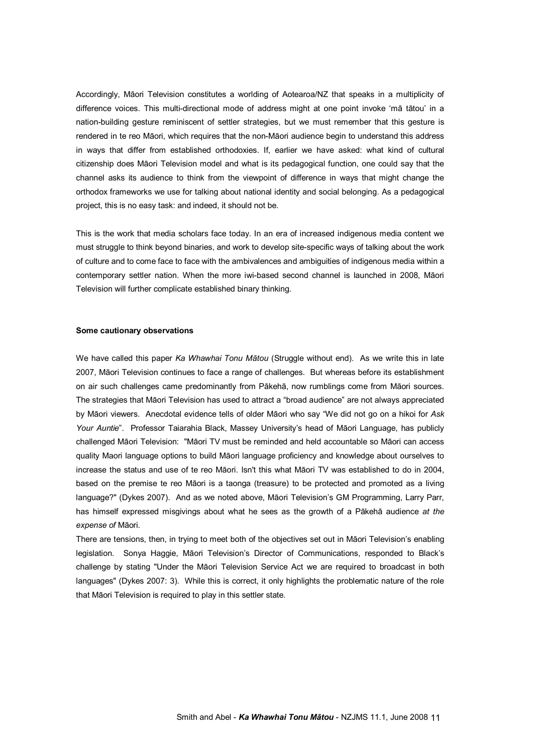Accordingly, Māori Television constitutes a worlding of Aotearoa/NZ that speaks in a multiplicity of difference voices. This multi-directional mode of address might at one point invoke 'mā tātou' in a nation-building gesture reminiscent of settler strategies, but we must remember that this gesture is rendered in te reo Māori, which requires that the non-Māori audience begin to understand this address in ways that differ from established orthodoxies. If, earlier we have asked: what kind of cultural citizenship does Māori Television model and what is its pedagogical function, one could say that the channel asks its audience to think from the viewpoint of difference in ways that might change the orthodox frameworks we use for talking about national identity and social belonging. As a pedagogical project, this is no easy task: and indeed, it should not be.

This is the work that media scholars face today. In an era of increased indigenous media content we must struggle to think beyond binaries, and work to develop site-specific ways of talking about the work of culture and to come face to face with the ambivalences and ambiguities of indigenous media within a contemporary settler nation. When the more iwi-based second channel is launched in 2008, Māori Television will further complicate established binary thinking.

### Some cautionary observations

We have called this paper *Ka Whawhai Tonu Mātou* (Struggle without end). As we write this in late 2007, Māori Television continues to face a range of challenges. But whereas before its establishment on air such challenges came predominantly from Pākehā, now rumblings come from Māori sources. The strategies that Māori Television has used to attract a "broad audience" are not always appreciated by Māori viewers. Anecdotal evidence tells of older Māori who say "We did not go on a hikoi for *Ask Your Auntie*". Professor Taiarahia Black, Massey University's head of Māori Language, has publicly challenged Māori Television: "Māori TV must be reminded and held accountable so Māori can access quality Maori language options to build Māori language proficiency and knowledge about ourselves to increase the status and use of te reo Māori. Isn't this what Māori TV was established to do in 2004, based on the premise te reo Māori is a taonga (treasure) to be protected and promoted as a living language?" (Dykes 2007). And as we noted above, Māori Television's GM Programming, Larry Parr, has himself expressed misgivings about what he sees as the growth of a Pākehā audience *at the expense of* Māori.

There are tensions, then, in trying to meet both of the objectives set out in Māori Television's enabling legislation. Sonya Haggie, Māori Television's Director of Communications, responded to Black's challenge by stating "Under the Māori Television Service Act we are required to broadcast in both languages" (Dykes 2007: 3). While this is correct, it only highlights the problematic nature of the role that Māori Television is required to play in this settler state.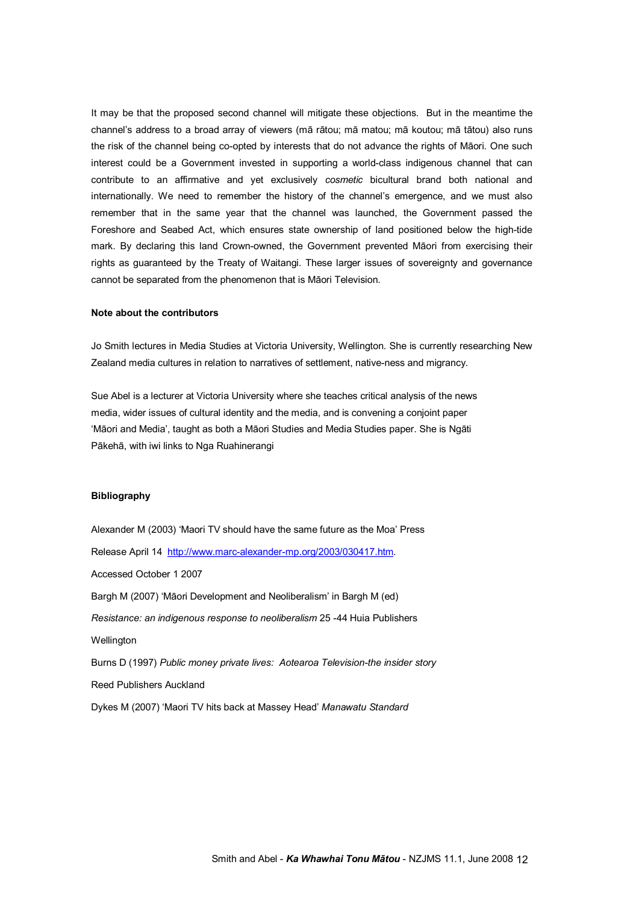It may be that the proposed second channel will mitigate these objections. But in the meantime the channel's address to a broad array of viewers (mā rātou; mā matou; mā koutou; mā tātou) also runs the risk of the channel being co-opted by interests that do not advance the rights of Māori. One such interest could be a Government invested in supporting a world-class indigenous channel that can contribute to an affirmative and yet exclusively *cosmetic* bicultural brand both national and internationally. We need to remember the history of the channel's emergence, and we must also remember that in the same year that the channel was launched, the Government passed the Foreshore and Seabed Act, which ensures state ownership of land positioned below the high-tide mark. By declaring this land Crown-owned, the Government prevented Māori from exercising their rights as guaranteed by the Treaty of Waitangi. These larger issues of sovereignty and governance cannot be separated from the phenomenon that is Māori Television.

**Note about the contributors**

Jo Smith lectures in Media Studies at Victoria University, Wellington. She is currently researching New Zealand media cultures in relation to narratives of settlement, native-ness and migrancy.

Sue Abel is a lecturer at Victoria University where she teaches critical analysis of the news media, wider issues of cultural identity and the media, and is convening a conjoint paper 'Māori and Media', taught as both a Māori Studies and Media Studies paper. She is Ngāti Pākehā, with iwi links to Nga Ruahinerangi

**Bibliography**

Alexander M (2003) 'Maori TV should have the same future as the Moa' Press Release April 14 http://www.marc-alexander-mp.org/2003/030417.htm. Accessed October 1 2007

Bargh M (2007) 'Māori Development and Neoliberalism' in Bargh M (ed) *Resistance: an indigenous response to neoliberalism* 25 -44 Huia Publishers Wellington

Burns D (1997) *Public money private lives: Aotearoa Television-the insider story* Reed Publishers Auckland

Dykes M (2007) 'Maori TV hits back at Massey Head' *Manawatu Standard*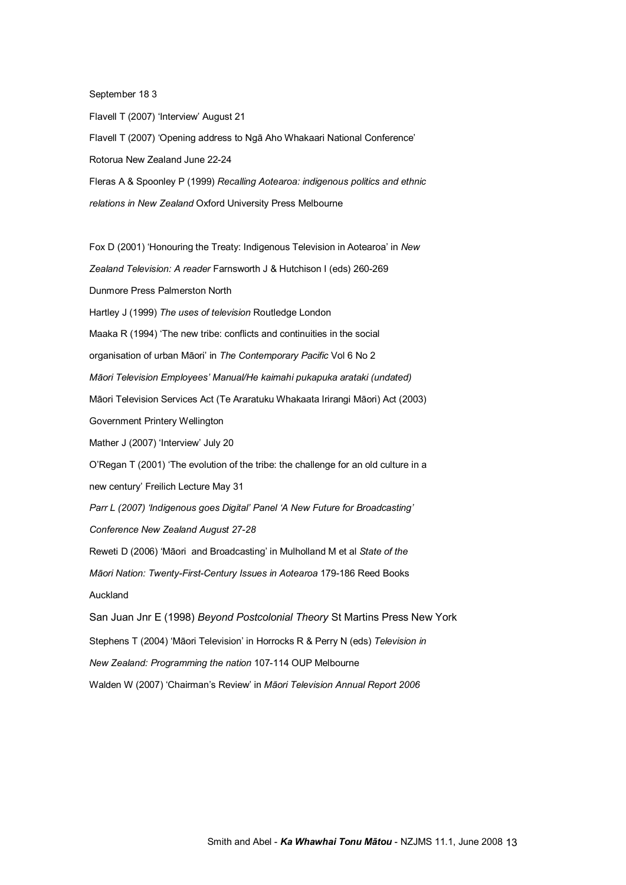September 18 3

Flavell T (2007) 'Interview' August 21

Flavell T (2007) 'Opening address to Ngā Aho Whakaari National Conference' Rotorua New Zealand June 22-24

Fleras A & Spoonley P (1999) *Recalling Aotearoa: indigenous politics and ethnic relations in New Zealand* Oxford University Press Melbourne

Fox D (2001) 'Honouring the Treaty: Indigenous Television in Aotearoa' in *New Zealand Television: A reader* Farnsworth J & Hutchison I (eds) 260-269 Dunmore Press Palmerston North

Hartley J (1999) *The uses of television* Routledge London

Maaka R (1994) 'The new tribe: conflicts and continuities in the social organisation of urban Māori' in *The Contemporary Pacific* Vol 6 No 2

*Māori Television Employees' Manual/He kaimahi pukapuka arataki (undated)*

Māori Television Services Act (Te Araratuku Whakaata Irirangi Māori) Act (2003) Government Printery Wellington

Mather J (2007) 'Interview' July 20

O'Regan T (2001) 'The evolution of the tribe: the challenge for an old culture in a new century' Freilich Lecture May 31

*Parr L (2007) 'Indigenous goes Digital' Panel 'A New Future for Broadcasting' Conference New Zealand August 27-28*

Reweti D (2006) 'Māori and Broadcasting' in Mulholland M et al *State of the Māori Nation: Twenty-First-Century Issues in Aotearoa* 179-186 Reed Books Auckland

San Juan Jnr E (1998) *Beyond Postcolonial Theory* St Martins Press New York

Stephens T (2004) 'Māori Television' in Horrocks R & Perry N (eds) *Television in New Zealand: Programming the nation* 107-114 OUP Melbourne

Walden W (2007) 'Chairman's Review' in *Māori Television Annual Report 2006*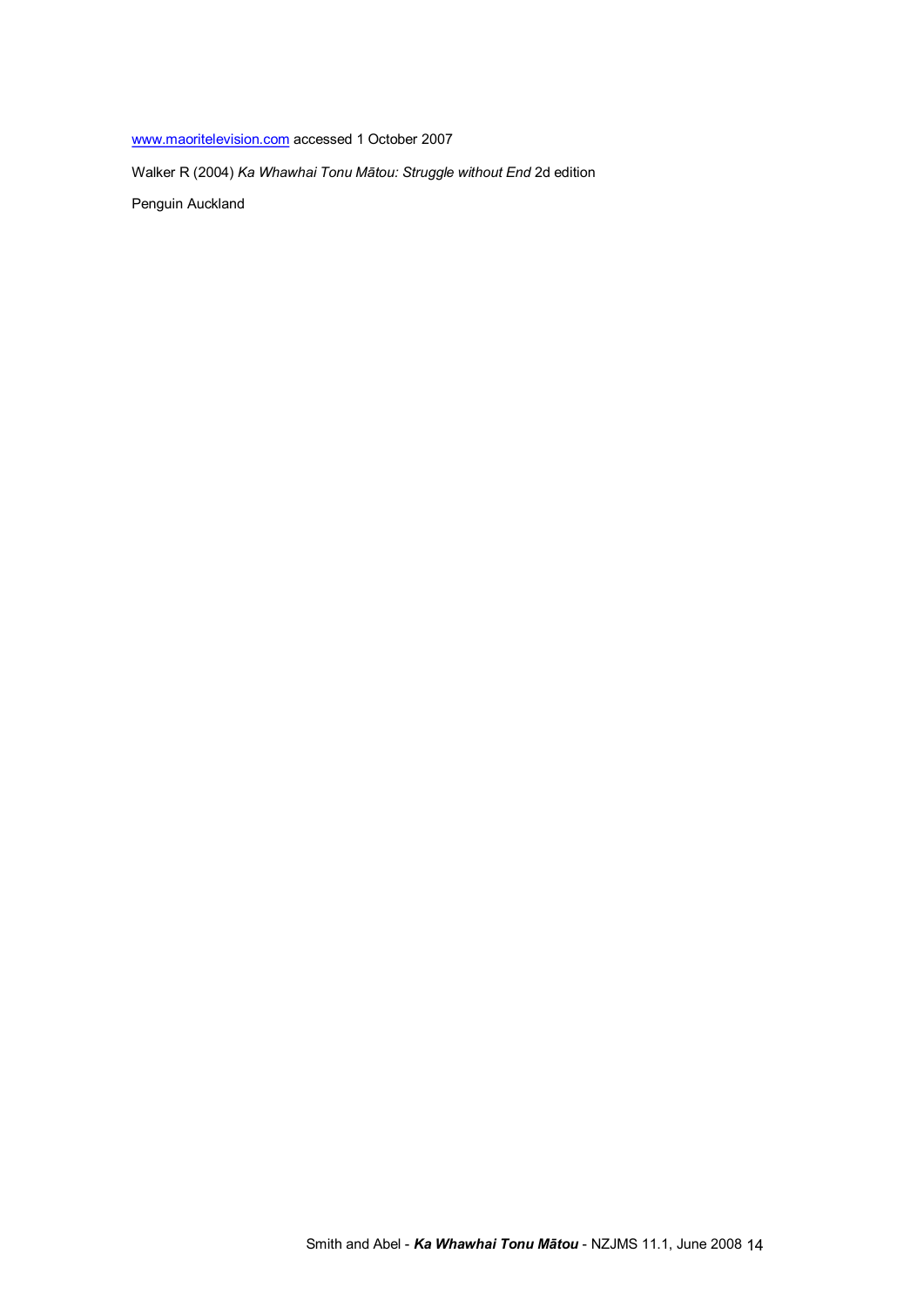www.maoritelevision.com accessed 1 October 2007

Walker R (2004) *Ka Whawhai Tonu Mātou: Struggle without End* 2d edition

Penguin Auckland